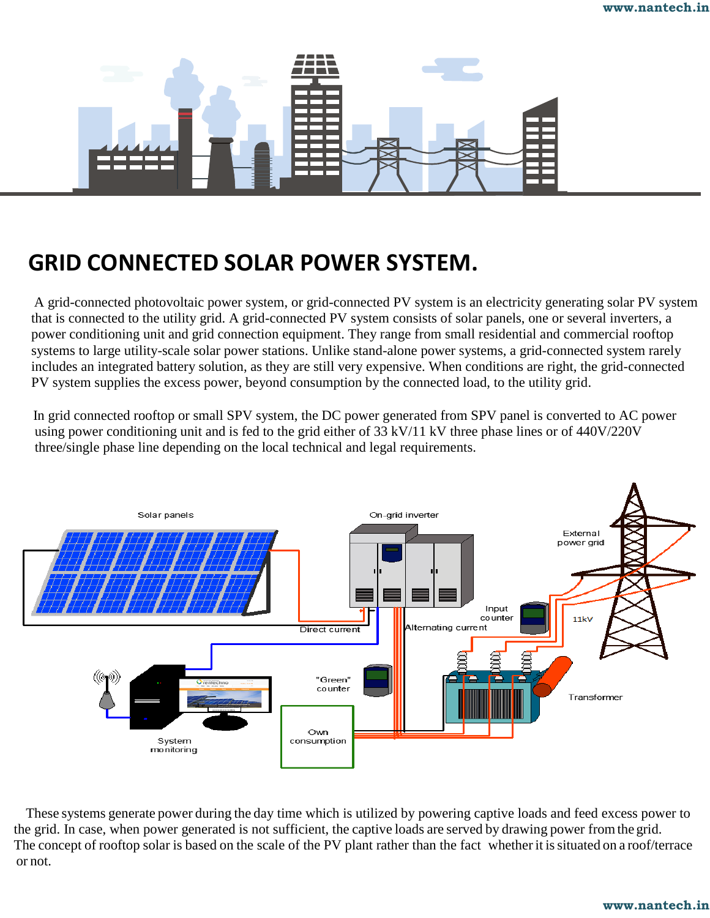# GRID CONNECTED SOLAR POWER SYSTEM.

A grid-connected photovoltaic power system, or grid-connected PV system is an electricity generating solar PV system that is connected to the utility grid. A grid-connected PV system consists of solar panels, one or several inverters, a power conditioning unit and grid connection equipment. They range from small residential and commercial rooftop systems to large utility-scale solar power stations. Unlike stand-alone power systems, a grid-connected system rarely includes an integrated battery solution, as they are still very expensive. When conditions are right, the grid-connected PV system supplies the excess power, beyond consumption by the connected load, to the utility grid.

In grid connected rooftop or small SPV system, the DC power generated from SPV panel is converted to AC power using power conditioning unit and is fed to the grid either of 33 kV/11 kV three phase lines or of 440V/220V three/single phase line depending on the local technical and legal requirements.

These systems generate power during the day time which is utilized by powering captive loads and feed excess power to the grid. In case, when power generated is not sufficient, the captive loads are served by drawing power from the grid. The concept of rooftop solar is based on the scale of the PV plant rather than the fact whether it is situated on a roof/terrace or not.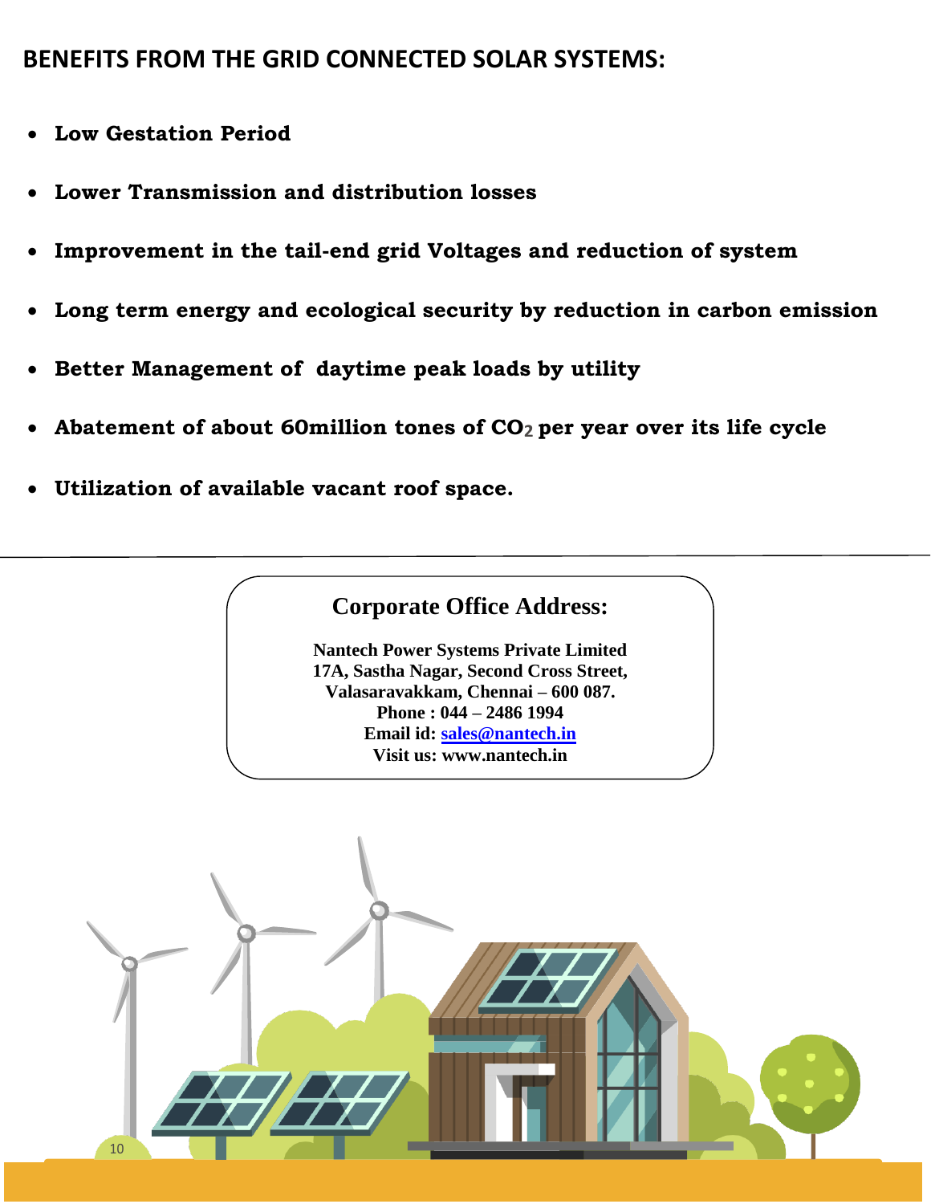## BENEFITS FROM THE GRID CONNECTED SOLAR SYSTEMS:

- **Low Gestation Period**
- **Lower Transmission and distribution losses**
- **Improvement in the tail-end grid Voltages and reduction of system**
- **Long term energy and ecological security by reduction in carbon emission**
- **Better Management of daytime peak loads by utility**
- **Abatement of about 60million tones of $CO_2$ per year over its life cycle**
- **Utilization of available vacant roof space.**

---

### Corporate Office Address:

**Nantech Power Systems Private Limited**
**17A, Sastha Nagar, Second Cross Street,**
**Valasaravakkam, Chennai – 600 087.**
**Phone : 044 – 2486 1994**
**Email id: sales@nantech.in**
**Visit us: www.nantech.in**